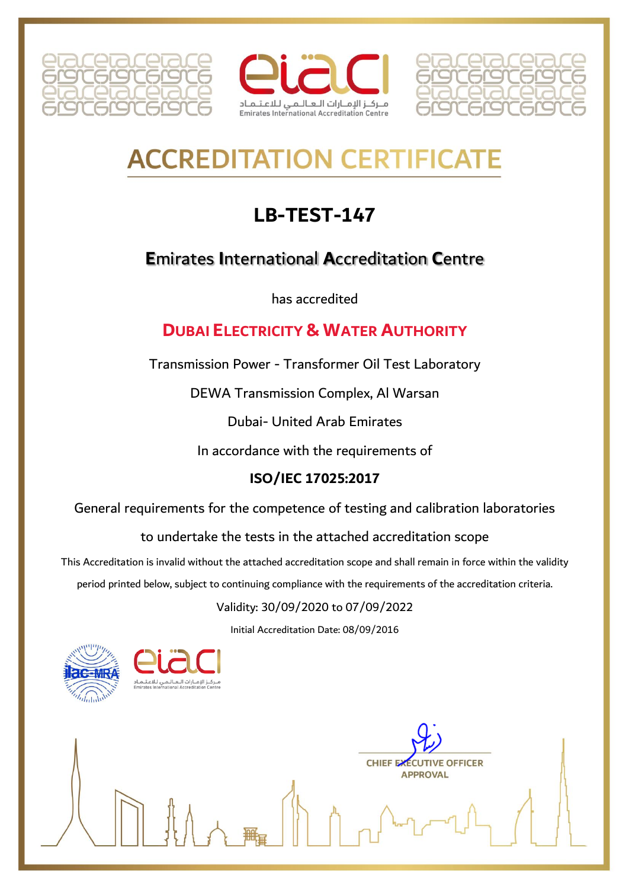مـركـز الإمـارات الـعـالـمـي للاعـتـمـاد

Emirates International Accreditation Centre

# ACCREDITATION CERTIFICATE

## LB-TEST-147

### Emirates International Accreditation Centre

has accredited

### DUBAI ELECTRICITY & WATER AUTHORITY

Transmission Power - Transformer Oil Test Laboratory

DEWA Transmission Complex, Al Warsan

Dubai- United Arab Emirates

In accordance with the requirements of

**ISO/IEC 17025:2017**

General requirements for the competence of testing and calibration laboratories

to undertake the tests in the attached accreditation scope

This Accreditation is invalid without the attached accreditation scope and shall remain in force within the validity period printed below, subject to continuing compliance with the requirements of the accreditation criteria.

Validity: 30/09/2020 to 07/09/2022

Initial Accreditation Date: 08/09/2016

ilac-MRA

مـركـز الإمـارات الـعـالـمـي للاعـتـمـاد

Emirates International Accreditation Centre

CHIEF EXECUTIVE OFFICER

APPROVAL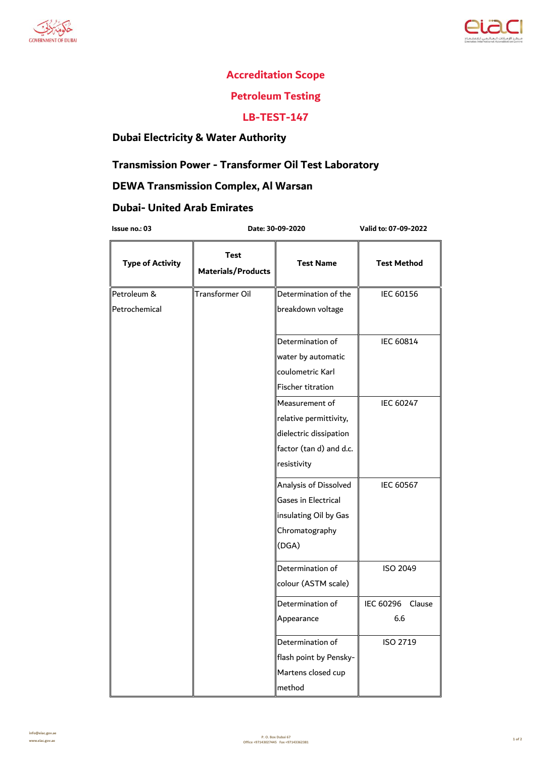# Accreditation Scope

## Petroleum Testing

## LB-TEST-147

### Dubai Electricity & Water Authority

### Transmission Power - Transformer Oil Test Laboratory

### DEWA Transmission Complex, Al Warsan

### Dubai- United Arab Emirates

**Issue no.: 03** **Date: 30-09-2020** **Valid to: 07-09-2022**

| Type of Activity | Test Materials/Products | Test Name | Test Method |
|---|---|---|---|
| Petroleum & Petrochemical | Transformer Oil | Determination of the breakdown voltage | IEC 60156 |
| | | Determination of water by automatic coulometric Karl Fischer titration | IEC 60814 |
| | | Measurement of relative permittivity, dielectric dissipation factor (tan d) and d.c. resistivity | IEC 60247 |
| | | Analysis of Dissolved Gases in Electrical insulating Oil by Gas Chromatography (DGA) | IEC 60567 |
| | | Determination of colour (ASTM scale) | ISO 2049 |
| | | Determination of Appearance | IEC 60296 Clause 6.6 |
| | | Determination of flash point by Pensky-Martens closed cup method | ISO 2719 |

info@eiac.gov.ae
www.eiac.gov.ae

P. O. Box Dubai 67
Office +97143027445 Fax +97143362381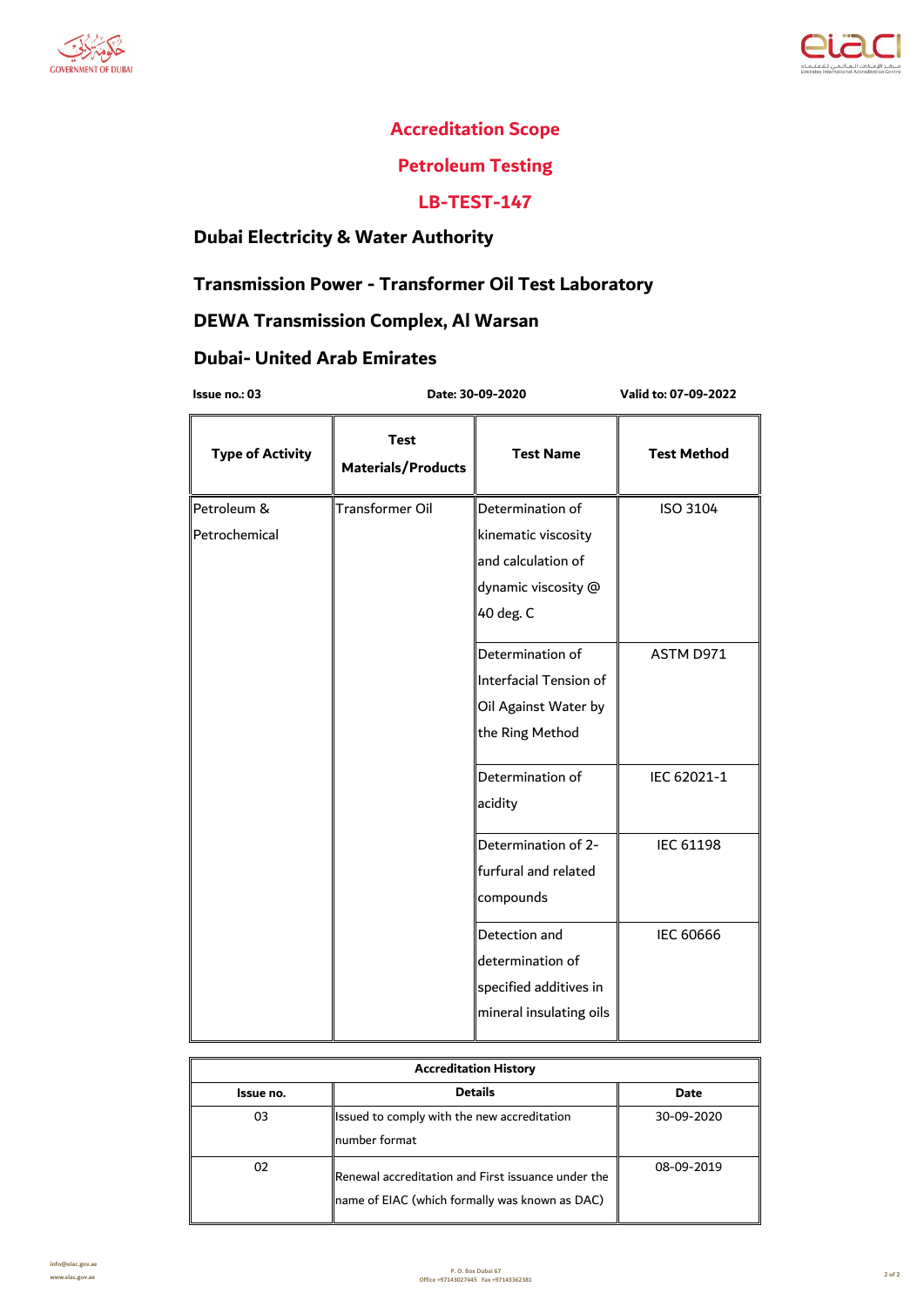# Accreditation Scope

## Petroleum Testing

## LB-TEST-147

### Dubai Electricity & Water Authority

### Transmission Power - Transformer Oil Test Laboratory

### DEWA Transmission Complex, Al Warsan

### Dubai- United Arab Emirates

**Issue no.: 03** **Date: 30-09-2020** **Valid to: 07-09-2022**

| Type of Activity | Test Materials/Products | Test Name | Test Method |
|---|---|---|---|
| Petroleum & Petrochemical | Transformer Oil | Determination of kinematic viscosity and calculation of dynamic viscosity @ 40 deg. C | ISO 3104 |
| | | Determination of Interfacial Tension of Oil Against Water by the Ring Method | ASTM D971 |
| | | Determination of acidity | IEC 62021-1 |
| | | Determination of 2-furfural and related compounds | IEC 61198 |
| | | Detection and determination of specified additives in mineral insulating oils | IEC 60666 |

| Accreditation History | | |
|---|---|---|
| **Issue no.** | **Details** | **Date** |
| 03 | Issued to comply with the new accreditation number format | 30-09-2020 |
| 02 | Renewal accreditation and First issuance under the name of EIAC (which formally was known as DAC) | 08-09-2019 |

info@eiac.gov.ae
www.eiac.gov.ae

P. O. Box Dubai 67
Office +97143027445 Fax +97143362381